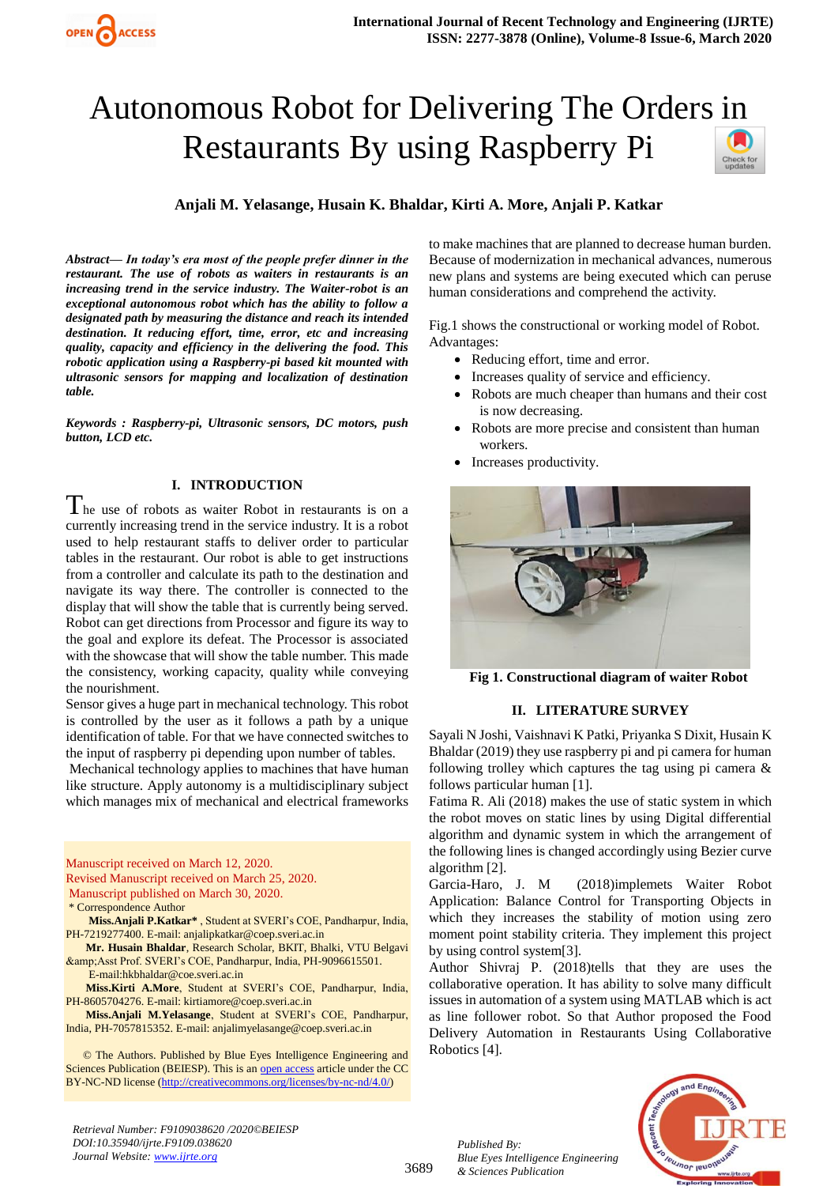# Autonomous Robot for Delivering The Orders in Restaurants By using Raspberry Pi

**Anjali M. Yelasange, Husain K. Bhaldar, Kirti A. More, Anjali P. Katkar**

***Abstract— In today's era most of the people prefer dinner in the restaurant. The use of robots as waiters in restaurants is an increasing trend in the service industry. The Waiter-robot is an exceptional autonomous robot which has the ability to follow a designated path by measuring the distance and reach its intended destination. It reducing effort, time, error, etc and increasing quality, capacity and efficiency in the delivering the food. This robotic application using a Raspberry-pi based kit mounted with ultrasonic sensors for mapping and localization of destination table.***

***Keywords : Raspberry-pi, Ultrasonic sensors, DC motors, push button, LCD etc.***

## I. INTRODUCTION

The use of robots as waiter Robot in restaurants is on a currently increasing trend in the service industry. It is a robot used to help restaurant staffs to deliver order to particular tables in the restaurant. Our robot is able to get instructions from a controller and calculate its path to the destination and navigate its way there. The controller is connected to the display that will show the table that is currently being served. Robot can get directions from Processor and figure its way to the goal and explore its defeat. The Processor is associated with the showcase that will show the table number. This made the consistency, working capacity, quality while conveying the nourishment.

Sensor gives a huge part in mechanical technology. This robot is controlled by the user as it follows a path by a unique identification of table. For that we have connected switches to the input of raspberry pi depending upon number of tables.

Mechanical technology applies to machines that have human like structure. Apply autonomy is a multidisciplinary subject which manages mix of mechanical and electrical frameworks to make machines that are planned to decrease human burden. Because of modernization in mechanical advances, numerous new plans and systems are being executed which can peruse human considerations and comprehend the activity.

Manuscript received on March 12, 2020.
Revised Manuscript received on March 25, 2020.
Manuscript published on March 30, 2020.
\* Correspondence Author

**Miss.Anjali P.Katkar\***, Student at SVERI's COE, Pandharpur, India, PH-7219277400. E-mail: anjalipkatkar@coep.sveri.ac.in

**Mr. Husain Bhaldar**, Research Scholar, BKIT, Bhalki, VTU Belgavi &amp;Asst Prof. SVERI's COE, Pandharpur, India, PH-9096615501. E-mail:hkbhaldar@coe.sveri.ac.in

**Miss.Kirti A.More**, Student at SVERI's COE, Pandharpur, India, PH-8605704276. E-mail: kirtiamore@coep.sveri.ac.in

**Miss.Anjali M.Yelasange**, Student at SVERI's COE, Pandharpur, India, PH-7057815352. E-mail: anjalimyelasange@coep.sveri.ac.in

© The Authors. Published by Blue Eyes Intelligence Engineering and Sciences Publication (BEIESP). This is an open access article under the CC BY-NC-ND license (http://creativecommons.org/licenses/by-nc-nd/4.0/)

Fig.1 shows the constructional or working model of Robot.
Advantages:

- Reducing effort, time and error.
- Increases quality of service and efficiency.
- Robots are much cheaper than humans and their cost is now decreasing.
- Robots are more precise and consistent than human workers.
- Increases productivity.

**Fig 1. Constructional diagram of waiter Robot**

## II. LITERATURE SURVEY

Sayali N Joshi, Vaishnavi K Patki, Priyanka S Dixit, Husain K Bhaldar (2019) they use raspberry pi and pi camera for human following trolley which captures the tag using pi camera & follows particular human [1].

Fatima R. Ali (2018) makes the use of static system in which the robot moves on static lines by using Digital differential algorithm and dynamic system in which the arrangement of the following lines is changed accordingly using Bezier curve algorithm [2].

Garcia-Haro, J. M (2018)implemets Waiter Robot Application: Balance Control for Transporting Objects in which they increases the stability of motion using zero moment point stability criteria. They implement this project by using control system[3].

Author Shivraj P. (2018)tells that they are uses the collaborative operation. It has ability to solve many difficult issues in automation of a system using MATLAB which is act as line follower robot. So that Author proposed the Food Delivery Automation in Restaurants Using Collaborative Robotics [4].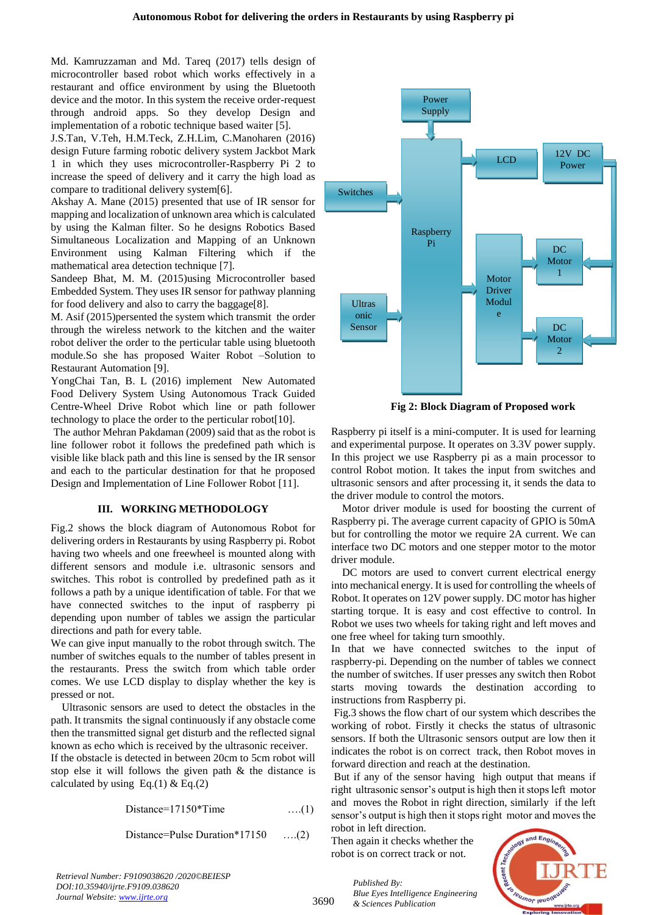Md. Kamruzzaman and Md. Tareq (2017) tells design of microcontroller based robot which works effectively in a restaurant and office environment by using the Bluetooth device and the motor. In this system the receive order-request through android apps. So they develop Design and implementation of a robotic technique based waiter [5].

J.S.Tan, V.Teh, H.M.Teck, Z.H.Lim, C.Manoharen (2016) design Future farming robotic delivery system Jackbot Mark 1 in which they uses microcontroller-Raspberry Pi 2 to increase the speed of delivery and it carry the high load as compare to traditional delivery system[6].

Akshay A. Mane (2015) presented that use of IR sensor for mapping and localization of unknown area which is calculated by using the Kalman filter. So he designs Robotics Based Simultaneous Localization and Mapping of an Unknown Environment using Kalman Filtering which if the mathematical area detection technique [7].

Sandeep Bhat, M. M. (2015)using Microcontroller based Embedded System. They uses IR sensor for pathway planning for food delivery and also to carry the baggage[8].

M. Asif (2015)persented the system which transmit the order through the wireless network to the kitchen and the waiter robot deliver the order to the perticular table using bluetooth module.So she has proposed Waiter Robot –Solution to Restaurant Automation [9].

YongChai Tan, B. L (2016) implement New Automated Food Delivery System Using Autonomous Track Guided Centre-Wheel Drive Robot which line or path follower technology to place the order to the perticular robot[10].

The author Mehran Pakdaman (2009) said that as the robot is line follower robot it follows the predefined path which is visible like black path and this line is sensed by the IR sensor and each to the particular destination for that he proposed Design and Implementation of Line Follower Robot [11].

## III. WORKING METHODOLOGY

Fig.2 shows the block diagram of Autonomous Robot for delivering orders in Restaurants by using Raspberry pi. Robot having two wheels and one freewheel is mounted along with different sensors and module i.e. ultrasonic sensors and switches. This robot is controlled by predefined path as it follows a path by a unique identification of table. For that we have connected switches to the input of raspberry pi depending upon number of tables we assign the particular directions and path for every table.

We can give input manually to the robot through switch. The number of switches equals to the number of tables present in the restaurants. Press the switch from which table order comes. We use LCD display to display whether the key is pressed or not.

Ultrasonic sensors are used to detect the obstacles in the path. It transmits the signal continuously if any obstacle come then the transmitted signal get disturb and the reflected signal known as echo which is received by the ultrasonic receiver.

If the obstacle is detected in between 20cm to 5cm robot will stop else it will follows the given path & the distance is calculated by using Eq.(1) & Eq.(2)

$$\text{Distance}=17150*\text{Time} \quad \text{....(1)}$$

$$\text{Distance}=\text{Pulse Duration}*17150 \quad \text{....(2)}$$

Power Supply | LCD | 12V DC Power | Switches | Raspberry Pi | Motor Driver Module | DC Motor 1 | DC Motor 2 | Ultrasonic Sensor

**Fig 2: Block Diagram of Proposed work**

Raspberry pi itself is a mini-computer. It is used for learning and experimental purpose. It operates on 3.3V power supply. In this project we use Raspberry pi as a main processor to control Robot motion. It takes the input from switches and ultrasonic sensors and after processing it, it sends the data to the driver module to control the motors.

Motor driver module is used for boosting the current of Raspberry pi. The average current capacity of GPIO is 50mA but for controlling the motor we require 2A current. We can interface two DC motors and one stepper motor to the motor driver module.

DC motors are used to convert current electrical energy into mechanical energy. It is used for controlling the wheels of Robot. It operates on 12V power supply. DC motor has higher starting torque. It is easy and cost effective to control. In Robot we uses two wheels for taking right and left moves and one free wheel for taking turn smoothly.

In that we have connected switches to the input of raspberry-pi. Depending on the number of tables we connect the number of switches. If user presses any switch then Robot starts moving towards the destination according to instructions from Raspberry pi.

Fig.3 shows the flow chart of our system which describes the working of robot. Firstly it checks the status of ultrasonic sensors. If both the Ultrasonic sensors output are low then it indicates the robot is on correct track, then Robot moves in forward direction and reach at the destination.

But if any of the sensor having high output that means if right ultrasonic sensor's output is high then it stops left motor and moves the Robot in right direction, similarly if the left sensor's output is high then it stops right motor and moves the robot in left direction.

Then again it checks whether the robot is on correct track or not.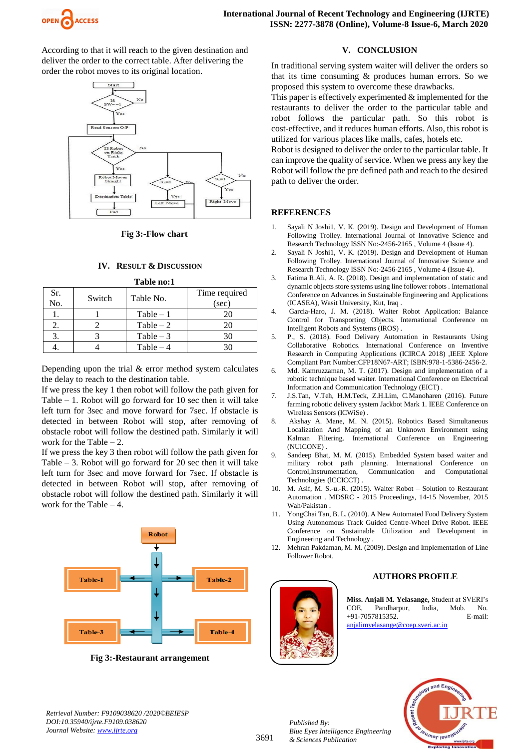According to that it will reach to the given destination and deliver the order to the correct table. After delivering the order the robot moves to its original location.

Fig 3:-Flow chart

## IV. RESULT & DISCUSSION

**Table no:1**

| Sr. No. | Switch | Table No. | Time required (sec) |
|---|---|---|---|
| 1. | 1 | Table – 1 | 20 |
| 2. | 2 | Table – 2 | 20 |
| 3. | 3 | Table – 3 | 30 |
| 4. | 4 | Table – 4 | 30 |

Depending upon the trial & error method system calculates the delay to reach to the destination table.

If we press the key 1 then robot will follow the path given for Table – 1. Robot will go forward for 10 sec then it will take left turn for 3sec and move forward for 7sec. If obstacle is detected in between Robot will stop, after removing of obstacle robot will follow the destined path. Similarly it will work for the Table – 2.

If we press the key 3 then robot will follow the path given for Table – 3. Robot will go forward for 20 sec then it will take left turn for 3sec and move forward for 7sec. If obstacle is detected in between Robot will stop, after removing of obstacle robot will follow the destined path. Similarly it will work for the Table – 4.

Fig 3:-Restaurant arrangement

## V. CONCLUSION

In traditional serving system waiter will deliver the orders so that its time consuming & produces human errors. So we proposed this system to overcome these drawbacks.

This paper is effectively experimented & implemented for the restaurants to deliver the order to the particular table and robot follows the particular path. So this robot is cost-effective, and it reduces human efforts. Also, this robot is utilized for various places like malls, cafes, hotels etc.

Robot is designed to deliver the order to the particular table. It can improve the quality of service. When we press any key the Robot will follow the pre defined path and reach to the desired path to deliver the order.

## REFERENCES

1. Sayali N Joshi1, V. K. (2019). Design and Development of Human Following Trolley. International Journal of Innovative Science and Research Technology ISSN No:-2456-2165 , Volume 4 (Issue 4).
2. Sayali N Joshi1, V. K. (2019). Design and Development of Human Following Trolley. International Journal of Innovative Science and Research Technology ISSN No:-2456-2165 , Volume 4 (Issue 4).
3. Fatima R.Ali, A. R. (2018). Design and implementation of static and dynamic objects store systems using line follower robots . International Conference on Advances in Sustainable Engineering and Applications (ICASEA), Wasit University, Kut, Iraq .
4. Garcia-Haro, J. M. (2018). Waiter Robot Application: Balance Control for Transporting Objects. International Conference on Intelligent Robots and Systems (IROS) .
5. P., S. (2018). Food Delivery Automation in Restaurants Using Collaborative Robotics. International Conference on Inventive Research in Computing Applications (ICIRCA 2018) ,IEEE Xplore Compliant Part Number:CFP18N67-ART; ISBN:978-1-5386-2456-2.
6. Md. Kamruzzaman, M. T. (2017). Design and implementation of a robotic technique based waiter. International Conference on Electrical Information and Communication Technology (EICT) .
7. J.S.Tan, V.Teh, H.M.Teck, Z.H.Lim, C.Manoharen (2016). Future farming robotic delivery system Jackbot Mark 1. IEEE Conference on Wireless Sensors (ICWiSe) .
8. Akshay A. Mane, M. N. (2015). Robotics Based Simultaneous Localization And Mapping of an Unknown Environment using Kalman Filtering. International Conference on Engineering (NUiCONE) .
9. Sandeep Bhat, M. M. (2015). Embedded System based waiter and military robot path planning. International Conference on Control,Instrumentation, Communication and Computational Technologies (ICCICCT) .
10. M. Asif, M. S.-u.-R. (2015). Waiter Robot – Solution to Restaurant Automation . MDSRC - 2015 Proceedings, 14-15 November, 2015 Wah/Pakistan .
11. YongChai Tan, B. L. (2010). A New Automated Food Delivery System Using Autonomous Track Guided Centre-Wheel Drive Robot. IEEE Conference on Sustainable Utilization and Development in Engineering and Technology .
12. Mehran Pakdaman, M. M. (2009). Design and Implementation of Line Follower Robot.

## AUTHORS PROFILE

**Miss. Anjali M. Yelasange,** Student at SVERI's COE, Pandharpur, India, Mob. No. +91-7057815352. E-mail: anjalimyelasange@coep.sveri.ac.in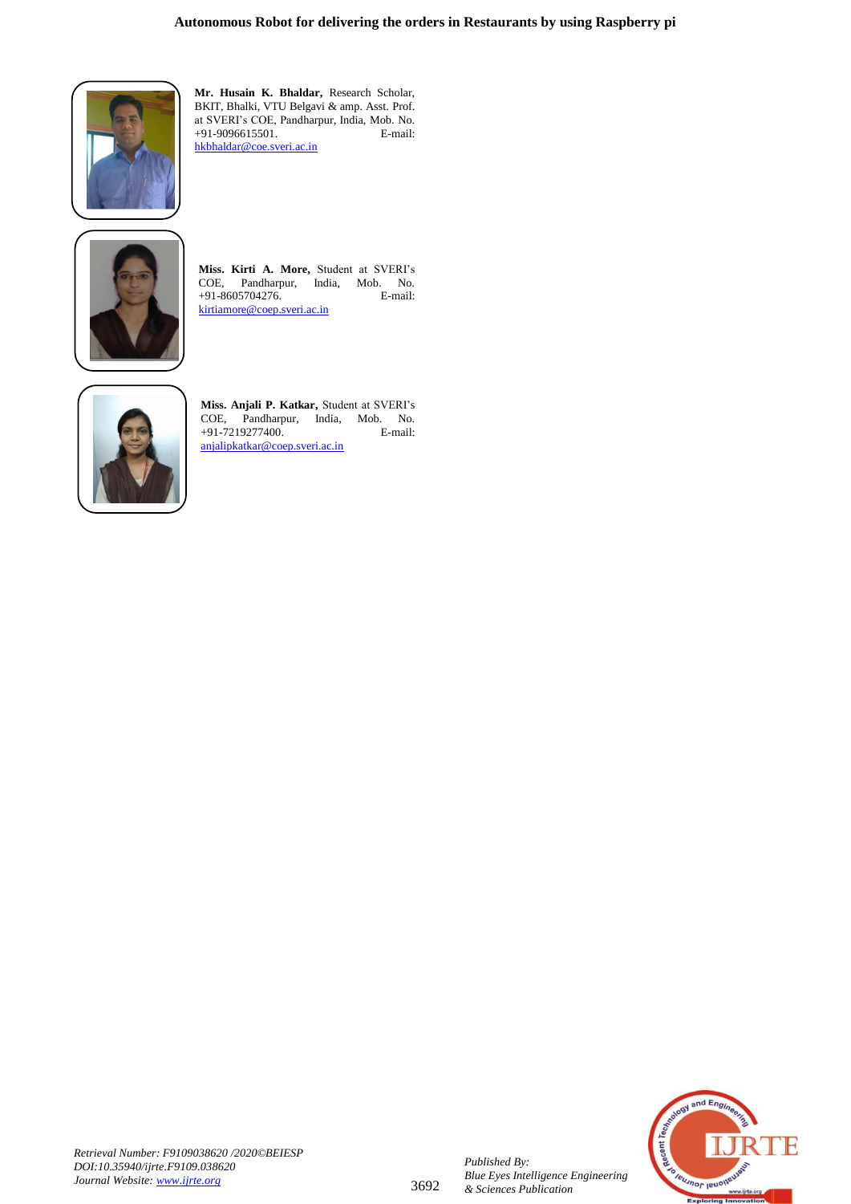**Mr. Husain K. Bhaldar,** Research Scholar, BKIT, Bhalki, VTU Belgavi & amp. Asst. Prof. at SVERI's COE, Pandharpur, India, Mob. No. +91-9096615501. E-mail: hkbhaldar@coe.sveri.ac.in

**Miss. Kirti A. More,** Student at SVERI's COE, Pandharpur, India, Mob. No. +91-8605704276. E-mail: kirtiamore@coep.sveri.ac.in

**Miss. Anjali P. Katkar,** Student at SVERI's COE, Pandharpur, India, Mob. No. +91-7219277400. E-mail: anjalipkatkar@coep.sveri.ac.in